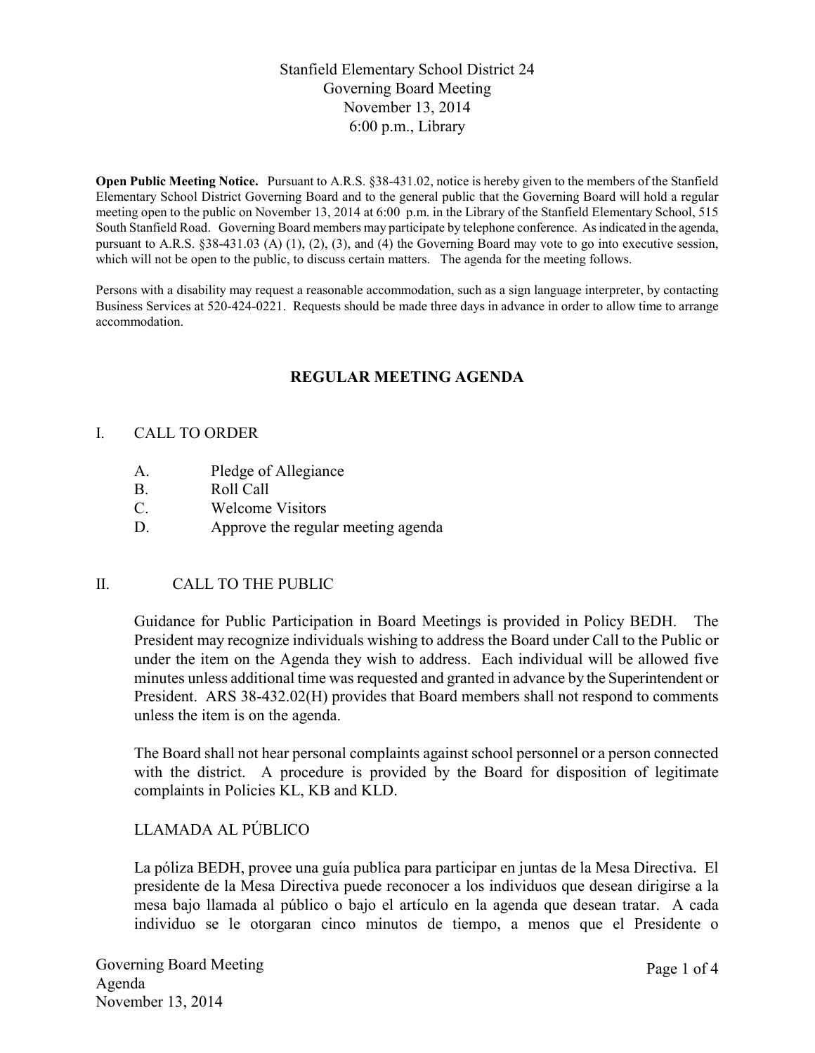Stanfield Elementary School District 24
Governing Board Meeting
November 13, 2014
6:00 p.m., Library

**Open Public Meeting Notice.** Pursuant to A.R.S. §38-431.02, notice is hereby given to the members of the Stanfield Elementary School District Governing Board and to the general public that the Governing Board will hold a regular meeting open to the public on November 13, 2014 at 6:00 p.m. in the Library of the Stanfield Elementary School, 515 South Stanfield Road. Governing Board members may participate by telephone conference. As indicated in the agenda, pursuant to A.R.S. §38-431.03 (A) (1), (2), (3), and (4) the Governing Board may vote to go into executive session, which will not be open to the public, to discuss certain matters. The agenda for the meeting follows.

Persons with a disability may request a reasonable accommodation, such as a sign language interpreter, by contacting Business Services at 520-424-0221. Requests should be made three days in advance in order to allow time to arrange accommodation.

## REGULAR MEETING AGENDA

I. CALL TO ORDER

- A. Pledge of Allegiance
- B. Roll Call
- C. Welcome Visitors
- D. Approve the regular meeting agenda

II. CALL TO THE PUBLIC

Guidance for Public Participation in Board Meetings is provided in Policy BEDH. The President may recognize individuals wishing to address the Board under Call to the Public or under the item on the Agenda they wish to address. Each individual will be allowed five minutes unless additional time was requested and granted in advance by the Superintendent or President. ARS 38-432.02(H) provides that Board members shall not respond to comments unless the item is on the agenda.

The Board shall not hear personal complaints against school personnel or a person connected with the district. A procedure is provided by the Board for disposition of legitimate complaints in Policies KL, KB and KLD.

LLAMADA AL PÚBLICO

La póliza BEDH, provee una guía publica para participar en juntas de la Mesa Directiva. El presidente de la Mesa Directiva puede reconocer a los individuos que desean dirigirse a la mesa bajo llamada al público o bajo el artículo en la agenda que desean tratar. A cada individuo se le otorgaran cinco minutos de tiempo, a menos que el Presidente o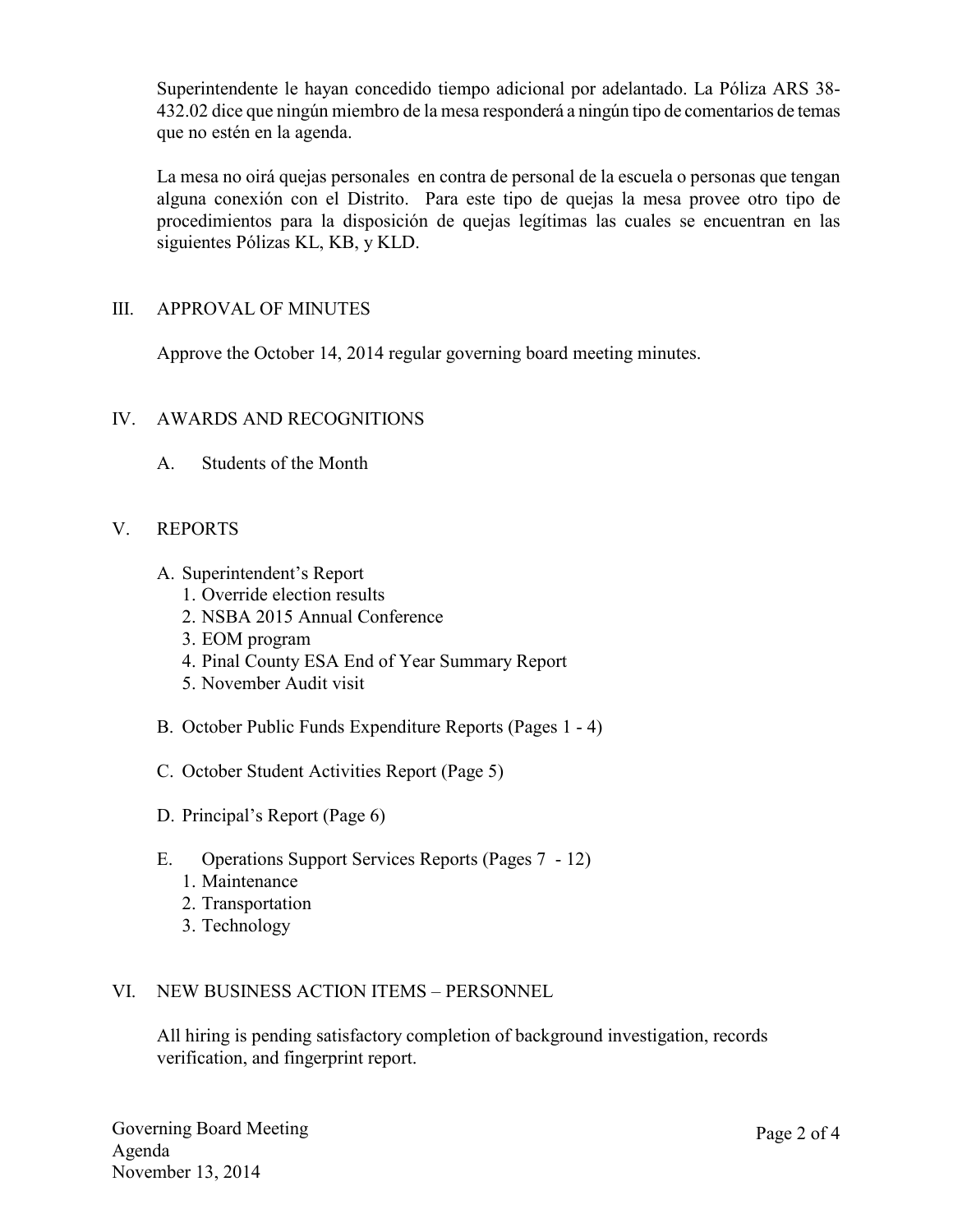Superintendente le hayan concedido tiempo adicional por adelantado. La Póliza ARS 38-432.02 dice que ningún miembro de la mesa responderá a ningún tipo de comentarios de temas que no estén en la agenda.

La mesa no oirá quejas personales en contra de personal de la escuela o personas que tengan alguna conexión con el Distrito. Para este tipo de quejas la mesa provee otro tipo de procedimientos para la disposición de quejas legítimas las cuales se encuentran en las siguientes Pólizas KL, KB, y KLD.

## III. APPROVAL OF MINUTES

Approve the October 14, 2014 regular governing board meeting minutes.

## IV. AWARDS AND RECOGNITIONS

A. Students of the Month

## V. REPORTS

A. Superintendent's Report
   1. Override election results
   2. NSBA 2015 Annual Conference
   3. EOM program
   4. Pinal County ESA End of Year Summary Report
   5. November Audit visit

B. October Public Funds Expenditure Reports (Pages 1 - 4)

C. October Student Activities Report (Page 5)

D. Principal's Report (Page 6)

E. Operations Support Services Reports (Pages 7 - 12)
   1. Maintenance
   2. Transportation
   3. Technology

## VI. NEW BUSINESS ACTION ITEMS – PERSONNEL

All hiring is pending satisfactory completion of background investigation, records verification, and fingerprint report.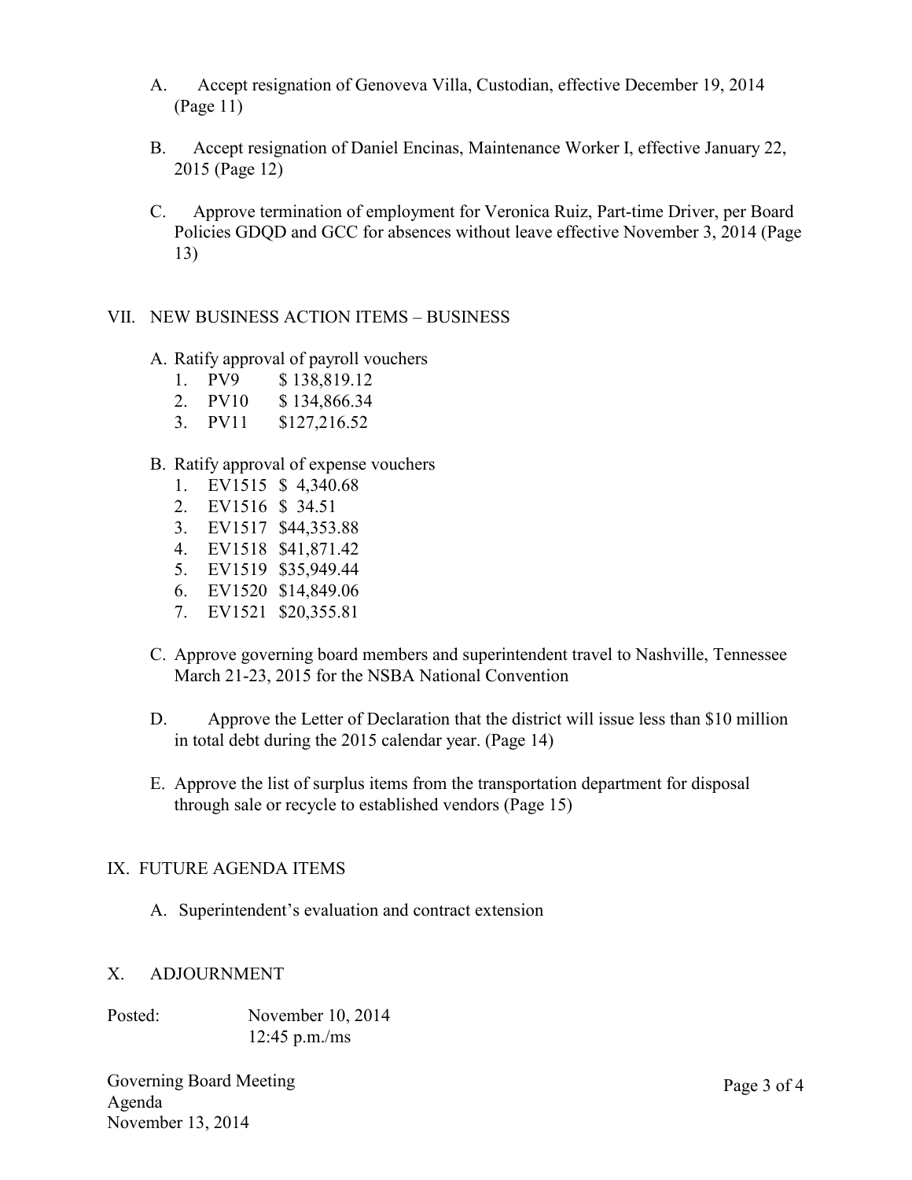A. Accept resignation of Genoveva Villa, Custodian, effective December 19, 2014 (Page 11)

B. Accept resignation of Daniel Encinas, Maintenance Worker I, effective January 22, 2015 (Page 12)

C. Approve termination of employment for Veronica Ruiz, Part-time Driver, per Board Policies GDQD and GCC for absences without leave effective November 3, 2014 (Page 13)

## VII. NEW BUSINESS ACTION ITEMS – BUSINESS

A. Ratify approval of payroll vouchers
   1. PV9 $ 138,819.12
   2. PV10 $ 134,866.34
   3. PV11 $127,216.52

B. Ratify approval of expense vouchers
   1. EV1515 $ 4,340.68
   2. EV1516 $ 34.51
   3. EV1517 $44,353.88
   4. EV1518 $41,871.42
   5. EV1519 $35,949.44
   6. EV1520 $14,849.06
   7. EV1521 $20,355.81

C. Approve governing board members and superintendent travel to Nashville, Tennessee March 21-23, 2015 for the NSBA National Convention

D. Approve the Letter of Declaration that the district will issue less than $10 million in total debt during the 2015 calendar year. (Page 14)

E. Approve the list of surplus items from the transportation department for disposal through sale or recycle to established vendors (Page 15)

## IX. FUTURE AGENDA ITEMS

A. Superintendent's evaluation and contract extension

## X. ADJOURNMENT

Posted: November 10, 2014
12:45 p.m./ms